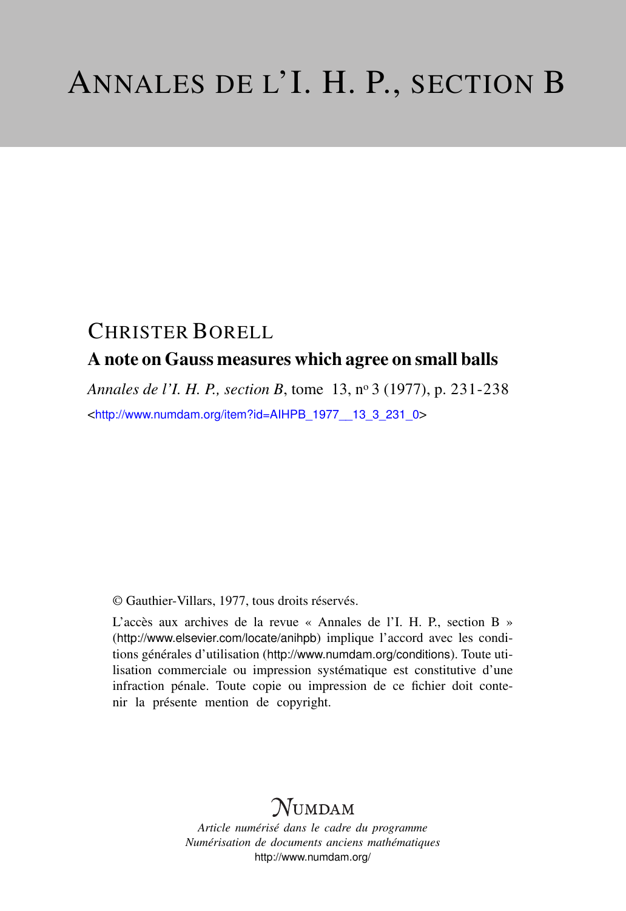# ANNALES DE L'I. H. P., SECTION B

## CHRISTER BOREL

### A note on Gauss measures which agree on small balls

*Annales de l'I. H. P., section B*, tome 13, nº 3 (1977), p. 231-238

<http://www.numdam.org/item?id=AIHPB_1977__13_3_231_0>

© Gauthier-Villars, 1977, tous droits réservés.

L'accès aux archives de la revue « Annales de l'I. H. P., section B » (http://www.elsevier.com/locate/anihpb) implique l'accord avec les conditions générales d'utilisation (http://www.numdam.org/conditions). Toute utilisation commerciale ou impression systématique est constitutive d'une infraction pénale. Toute copie ou impression de ce fichier doit contenir la présente mention de copyright.

NUMDAM

*Article numérisé dans le cadre du programme*
*Numérisation de documents anciens mathématiques*
http://www.numdam.org/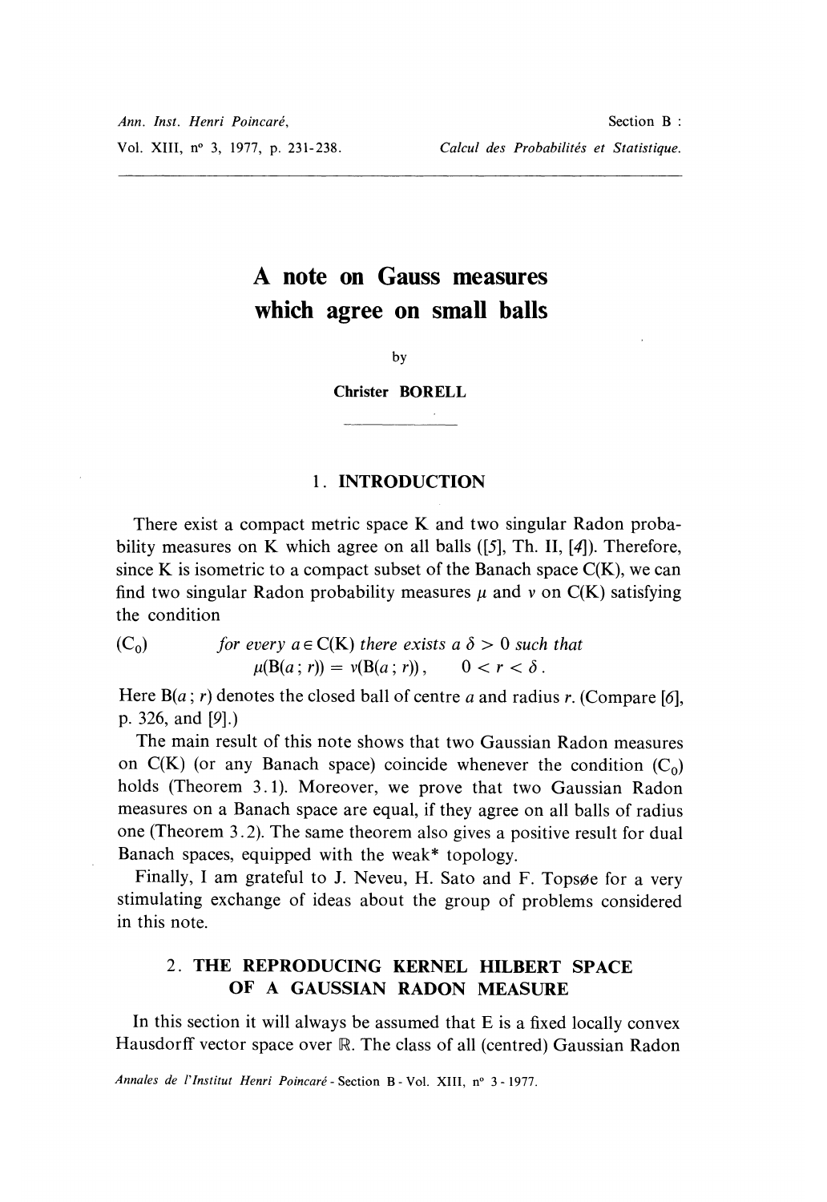# A note on Gauss measures which agree on small balls

by

**Christer BORELL**

## 1. INTRODUCTION

There exist a compact metric space K and two singular Radon probability measures on K which agree on all balls ([5], Th. II, [4]). Therefore, since K is isometric to a compact subset of the Banach space C(K), we can find two singular Radon probability measures $\mu$ and $\nu$ on C(K) satisfying the condition

$(C_0)$ *for every* $a \in C(K)$ *there exists a* $\delta > 0$ *such that*

$$\mu(B(a\,; r)) = \nu(B(a\,; r)), \qquad 0 < r < \delta .$$

Here $B(a\,; r)$ denotes the closed ball of centre $a$ and radius $r$. (Compare [6], p. 326, and [9].)

The main result of this note shows that two Gaussian Radon measures on C(K) (or any Banach space) coincide whenever the condition $(C_0)$ holds (Theorem 3.1). Moreover, we prove that two Gaussian Radon measures on a Banach space are equal, if they agree on all balls of radius one (Theorem 3.2). The same theorem also gives a positive result for dual Banach spaces, equipped with the weak* topology.

Finally, I am grateful to J. Neveu, H. Sato and F. Topsøe for a very stimulating exchange of ideas about the group of problems considered in this note.

## 2. THE REPRODUCING KERNEL HILBERT SPACE OF A GAUSSIAN RADON MEASURE

In this section it will always be assumed that E is a fixed locally convex Hausdorff vector space over $\mathbb{R}$. The class of all (centred) Gaussian Radon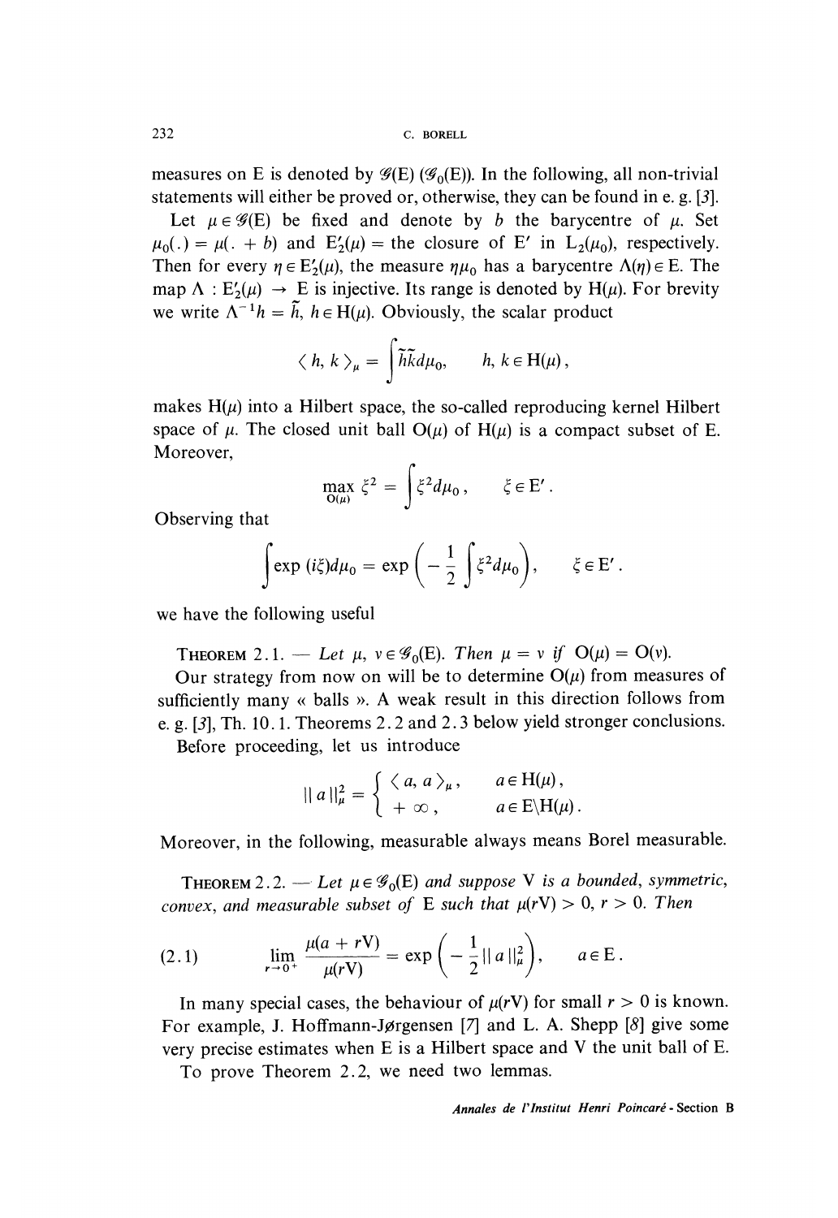measures on E is denoted by $\mathscr{G}(E)$ ($\mathscr{G}_0(E)$). In the following, all non-trivial statements will either be proved or, otherwise, they can be found in e. g. [3].

Let $\mu \in \mathscr{G}(E)$ be fixed and denote by $b$ the barycentre of $\mu$. Set $\mu_0(.) = \mu(. + b)$ and $E'_2(\mu)$ = the closure of E' in $L_2(\mu_0)$, respectively. Then for every $\eta \in E'_2(\mu)$, the measure $\eta\mu_0$ has a barycentre $\Lambda(\eta) \in E$. The map $\Lambda : E'_2(\mu) \to E$ is injective. Its range is denoted by $H(\mu)$. For brevity we write $\Lambda^{-1}h = \tilde{h}$, $h \in H(\mu)$. Obviously, the scalar product

$$\langle h, k \rangle_\mu = \int \tilde{h}\tilde{k} d\mu_0, \qquad h, k \in H(\mu),$$

makes $H(\mu)$ into a Hilbert space, the so-called reproducing kernel Hilbert space of $\mu$. The closed unit ball $O(\mu)$ of $H(\mu)$ is a compact subset of E. Moreover,

$$\max_{O(\mu)} \xi^2 = \int \xi^2 d\mu_0, \qquad \xi \in E'.$$

Observing that

$$\int \exp(i\xi) d\mu_0 = \exp\left(-\frac{1}{2}\int \xi^2 d\mu_0\right), \qquad \xi \in E'.$$

we have the following useful

THEOREM 2.1. — *Let $\mu$, $\nu \in \mathscr{G}_0(E)$. Then $\mu = \nu$ if $O(\mu) = O(\nu)$.*

Our strategy from now on will be to determine $O(\mu)$ from measures of sufficiently many « balls ». A weak result in this direction follows from e. g. [3], Th. 10.1. Theorems 2.2 and 2.3 below yield stronger conclusions.

Before proceeding, let us introduce

$$\| a \|_\mu^2 = \begin{cases} \langle a, a \rangle_\mu, & a \in H(\mu), \\ +\infty, & a \in E \backslash H(\mu). \end{cases}$$

Moreover, in the following, measurable always means Borel measurable.

THEOREM 2.2. — *Let $\mu \in \mathscr{G}_0(E)$ and suppose V is a bounded, symmetric, convex, and measurable subset of E such that $\mu(rV) > 0$, $r > 0$. Then*

$$\lim_{r \to 0^+} \frac{\mu(a + rV)}{\mu(rV)} = \exp\left(-\frac{1}{2}\| a \|_\mu^2\right), \qquad a \in E. \tag{2.1}$$

In many special cases, the behaviour of $\mu(rV)$ for small $r > 0$ is known. For example, J. Hoffmann-Jørgensen [7] and L. A. Shepp [8] give some very precise estimates when E is a Hilbert space and V the unit ball of E.

To prove Theorem 2.2, we need two lemmas.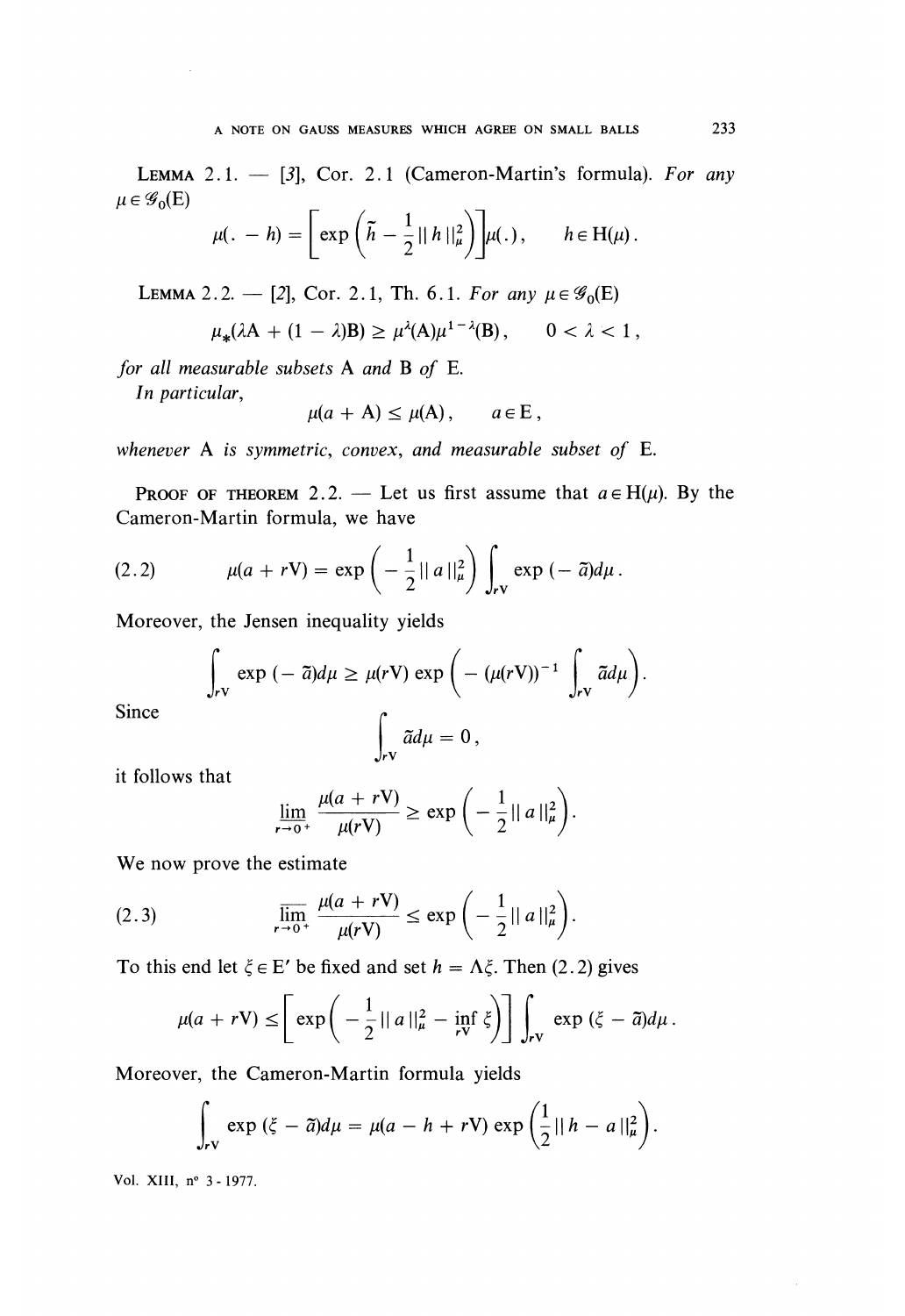**LEMMA 2.1.** — [3], Cor. 2.1 (Cameron-Martin's formula). *For any* $\mu \in \mathcal{G}_0(\mathrm{E})$

$$\mu(.\,-h) = \left[\exp\left(\tilde{h} - \frac{1}{2}\|h\|_\mu^2\right)\right]\mu(.), \qquad h \in \mathrm{H}(\mu).$$

**LEMMA 2.2.** — [2], Cor. 2.1, Th. 6.1. *For any* $\mu \in \mathcal{G}_0(\mathrm{E})$

$$\mu_*(\lambda \mathrm{A} + (1-\lambda)\mathrm{B}) \geq \mu^\lambda(\mathrm{A})\mu^{1-\lambda}(\mathrm{B}), \qquad 0 < \lambda < 1,$$

*for all measurable subsets* A *and* B *of* E.

*In particular,*

$$\mu(a + \mathrm{A}) \leq \mu(\mathrm{A}), \qquad a \in \mathrm{E},$$

*whenever* A *is symmetric, convex, and measurable subset of* E.

**PROOF OF THEOREM 2.2.** — Let us first assume that $a \in \mathrm{H}(\mu)$. By the Cameron-Martin formula, we have

$$\mu(a + r\mathrm{V}) = \exp\left(-\frac{1}{2}\|a\|_\mu^2\right)\int_{r\mathrm{V}} \exp(-\tilde{a})d\mu. \tag{2.2}$$

Moreover, the Jensen inequality yields

$$\int_{r\mathrm{V}} \exp(-\tilde{a})d\mu \geq \mu(r\mathrm{V})\exp\left(-(\mu(r\mathrm{V}))^{-1}\int_{r\mathrm{V}} \tilde{a}d\mu\right).$$

Since

$$\int_{r\mathrm{V}} \tilde{a}d\mu = 0,$$

it follows that

$$\varliminf_{r\to 0^+} \frac{\mu(a + r\mathrm{V})}{\mu(r\mathrm{V})} \geq \exp\left(-\frac{1}{2}\|a\|_\mu^2\right).$$

We now prove the estimate

$$\varlimsup_{r\to 0^+} \frac{\mu(a + r\mathrm{V})}{\mu(r\mathrm{V})} \leq \exp\left(-\frac{1}{2}\|a\|_\mu^2\right). \tag{2.3}$$

To this end let $\xi \in \mathrm{E}'$ be fixed and set $h = \Lambda\xi$. Then (2.2) gives

$$\mu(a + r\mathrm{V}) \leq \left[\exp\left(-\frac{1}{2}\|a\|_\mu^2 - \inf_{r\mathrm{V}} \xi\right)\right]\int_{r\mathrm{V}} \exp(\xi - \tilde{a})d\mu.$$

Moreover, the Cameron-Martin formula yields

$$\int_{r\mathrm{V}} \exp(\xi - \tilde{a})d\mu = \mu(a - h + r\mathrm{V})\exp\left(\frac{1}{2}\|h - a\|_\mu^2\right).$$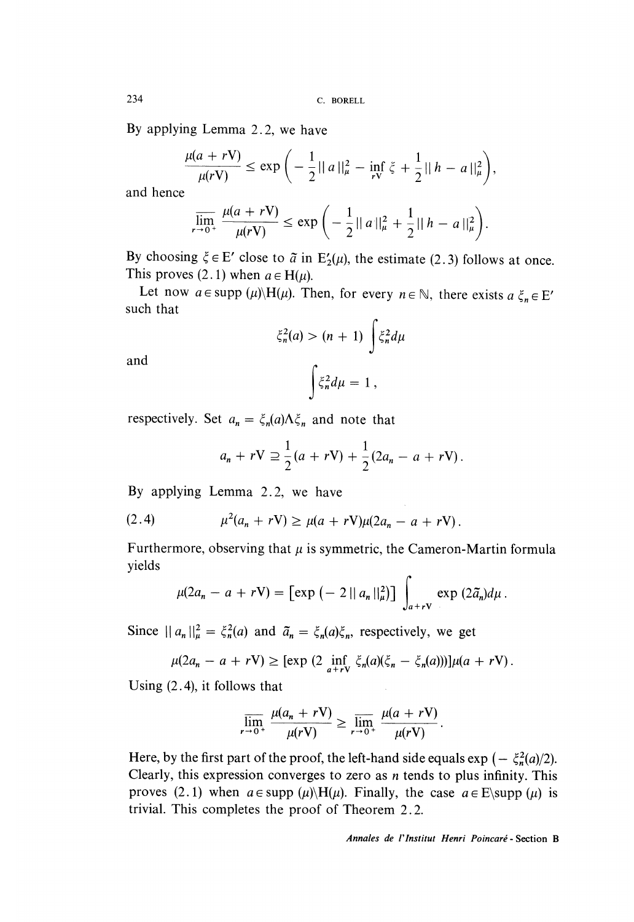By applying Lemma 2.2, we have

$$\frac{\mu(a + rV)}{\mu(rV)} \leq \exp\left( - \frac{1}{2} \| a \|_\mu^2 - \inf_{rV} \xi + \frac{1}{2} \| h - a \|_\mu^2 \right),$$

and hence

$$\overline{\lim_{r \to 0^+}} \frac{\mu(a + rV)}{\mu(rV)} \leq \exp\left( - \frac{1}{2} \| a \|_\mu^2 + \frac{1}{2} \| h - a \|_\mu^2 \right).$$

By choosing $\xi \in E'$ close to $\tilde{a}$ in $E_2'(\mu)$, the estimate (2.3) follows at once. This proves (2.1) when $a \in H(\mu)$.

Let now $a \in \operatorname{supp}(\mu) \backslash H(\mu)$. Then, for every $n \in \mathbb{N}$, there exists a $\xi_n \in E'$ such that

$$\xi_n^2(a) > (n + 1) \int \xi_n^2 d\mu$$

and

$$\int \xi_n^2 d\mu = 1,$$

respectively. Set $a_n = \xi_n(a) \Lambda \xi_n$ and note that

$$a_n + rV \supseteq \frac{1}{2}(a + rV) + \frac{1}{2}(2a_n - a + rV).$$

By applying Lemma 2.2, we have

$$\mu^2(a_n + rV) \geq \mu(a + rV)\mu(2a_n - a + rV). \tag{2.4}$$

Furthermore, observing that $\mu$ is symmetric, the Cameron-Martin formula yields

$$\mu(2a_n - a + rV) = \left[\exp\left(- 2 \| a_n \|_\mu^2\right)\right] \int_{a+rV} \exp(2\tilde{a}_n) d\mu.$$

Since $\| a_n \|_\mu^2 = \xi_n^2(a)$ and $\tilde{a}_n = \xi_n(a)\xi_n$, respectively, we get

$$\mu(2a_n - a + rV) \geq [\exp(2 \inf_{a+rV} \xi_n(a)(\xi_n - \xi_n(a)))]\mu(a + rV).$$

Using (2.4), it follows that

$$\overline{\lim_{r \to 0^+}} \frac{\mu(a_n + rV)}{\mu(rV)} \geq \overline{\lim_{r \to 0^+}} \frac{\mu(a + rV)}{\mu(rV)}.$$

Here, by the first part of the proof, the left-hand side equals $\exp(- \xi_n^2(a)/2)$. Clearly, this expression converges to zero as $n$ tends to plus infinity. This proves (2.1) when $a \in \operatorname{supp}(\mu) \backslash H(\mu)$. Finally, the case $a \in E \backslash \operatorname{supp}(\mu)$ is trivial. This completes the proof of Theorem 2.2.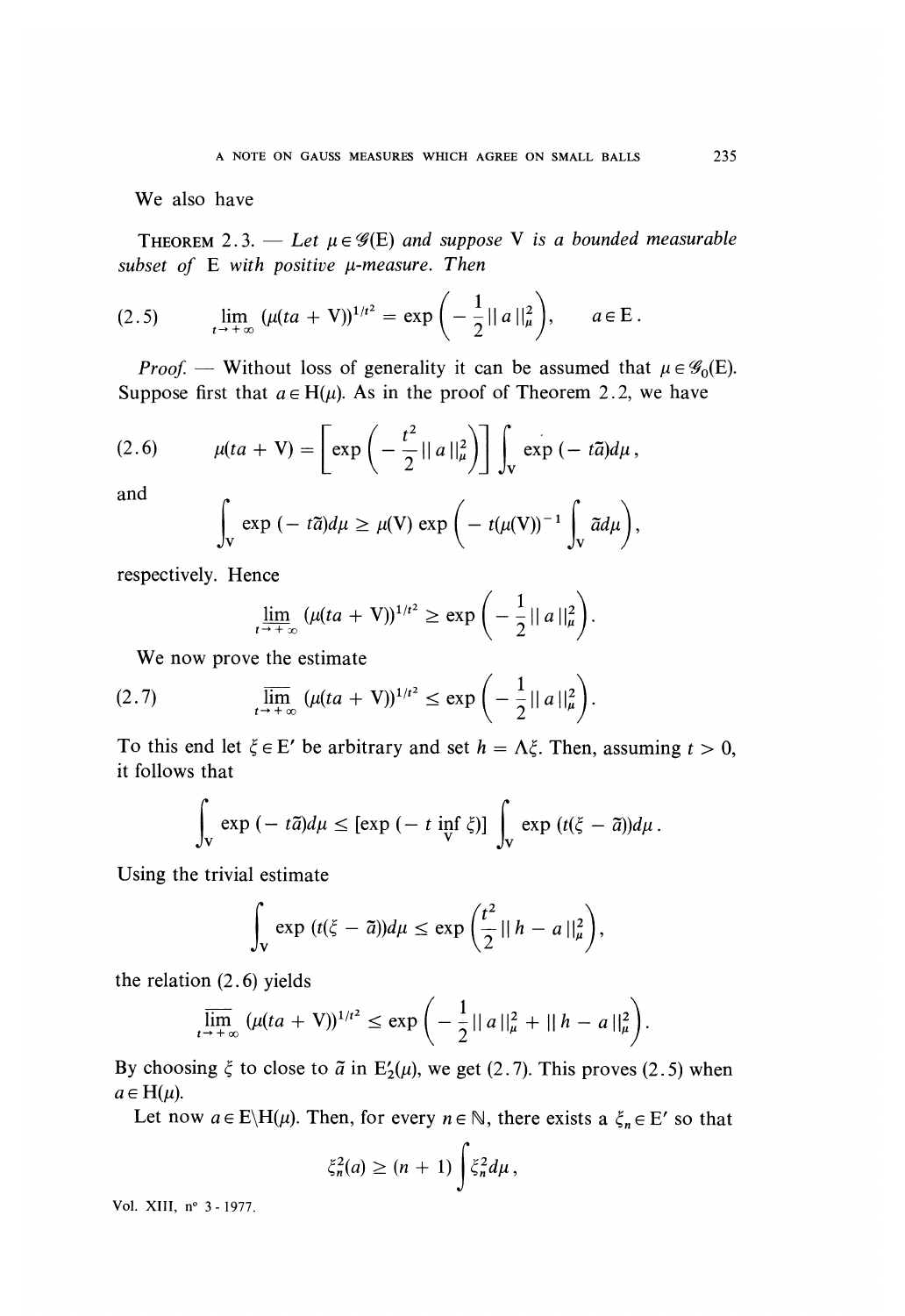We also have

THEOREM 2.3. — *Let $\mu \in \mathcal{G}(E)$ and suppose $V$ is a bounded measurable subset of $E$ with positive $\mu$-measure. Then*

$$\lim_{t \to +\infty} (\mu(ta + V))^{1/t^2} = \exp\left(-\frac{1}{2}\| a \|_\mu^2\right), \qquad a \in E. \tag{2.5}$$

*Proof.* — Without loss of generality it can be assumed that $\mu \in \mathcal{G}_0(E)$. Suppose first that $a \in H(\mu)$. As in the proof of Theorem 2.2, we have

$$\mu(ta + V) = \left[\exp\left(-\frac{t^2}{2}\| a \|_\mu^2\right)\right] \int_V \exp(-t\tilde{a})d\mu, \tag{2.6}$$

and

$$\int_V \exp(-t\tilde{a})d\mu \geq \mu(V) \exp\left(-t(\mu(V))^{-1}\int_V \tilde{a}d\mu\right),$$

respectively. Hence

$$\underline{\lim}_{t \to +\infty} (\mu(ta + V))^{1/t^2} \geq \exp\left(-\frac{1}{2}\| a \|_\mu^2\right).$$

We now prove the estimate

$$\overline{\lim}_{t \to +\infty} (\mu(ta + V))^{1/t^2} \leq \exp\left(-\frac{1}{2}\| a \|_\mu^2\right). \tag{2.7}$$

To this end let $\xi \in E'$ be arbitrary and set $h = \Lambda\xi$. Then, assuming $t > 0$, it follows that

$$\int_V \exp(-t\tilde{a})d\mu \leq [\exp(-t \inf_V \xi)] \int_V \exp(t(\xi - \tilde{a}))d\mu.$$

Using the trivial estimate

$$\int_V \exp(t(\xi - \tilde{a}))d\mu \leq \exp\left(\frac{t^2}{2}\| h - a \|_\mu^2\right),$$

the relation (2.6) yields

$$\overline{\lim}_{t \to +\infty} (\mu(ta + V))^{1/t^2} \leq \exp\left(-\frac{1}{2}\| a \|_\mu^2 + \| h - a \|_\mu^2\right).$$

By choosing $\xi$ to close to $\tilde{a}$ in $E_2'(\mu)$, we get (2.7). This proves (2.5) when $a \in H(\mu)$.

Let now $a \in E \backslash H(\mu)$. Then, for every $n \in \mathbb{N}$, there exists a $\xi_n \in E'$ so that

$$\xi_n^2(a) \geq (n + 1) \int \xi_n^2 d\mu,$$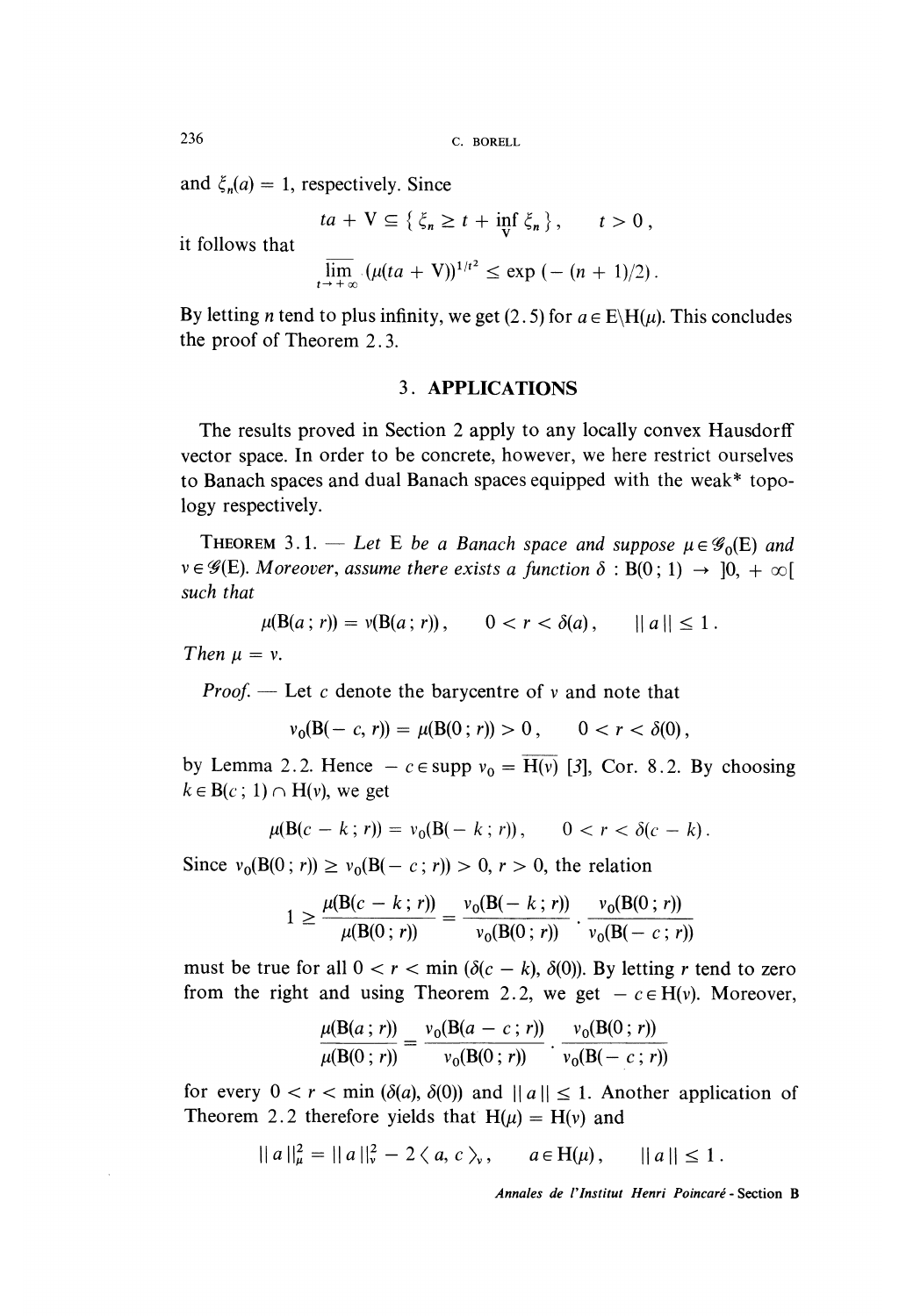and $\xi_n(a) = 1$, respectively. Since

$$ta + V \subseteq \{ \xi_n \geq t + \inf_V \xi_n \}, \qquad t > 0,$$

it follows that

$$\overline{\lim_{t \to +\infty}} (\mu(ta + V))^{1/t^2} \leq \exp(-(n+1)/2).$$

By letting $n$ tend to plus infinity, we get (2.5) for $a \in E \backslash H(\mu)$. This concludes the proof of Theorem 2.3.

## 3. APPLICATIONS

The results proved in Section 2 apply to any locally convex Hausdorff vector space. In order to be concrete, however, we here restrict ourselves to Banach spaces and dual Banach spaces equipped with the weak* topology respectively.

THEOREM 3.1. — *Let* E *be a Banach space and suppose* $\mu \in \mathscr{G}_0(E)$ *and* $\nu \in \mathscr{G}(E)$. *Moreover, assume there exists a function* $\delta : B(0; 1) \to ]0, +\infty[$ *such that*

$$\mu(B(a; r)) = \nu(B(a; r)), \qquad 0 < r < \delta(a), \qquad \| a \| \leq 1.$$

*Then* $\mu = \nu$.

*Proof.* — Let $c$ denote the barycentre of $\nu$ and note that

$$\nu_0(B(-c, r)) = \mu(B(0; r)) > 0, \qquad 0 < r < \delta(0),$$

by Lemma 2.2. Hence $-c \in \operatorname{supp} \nu_0 = \overline{H(\nu)}$ [3], Cor. 8.2. By choosing $k \in B(c; 1) \cap H(\nu)$, we get

$$\mu(B(c - k; r)) = \nu_0(B(-k; r)), \qquad 0 < r < \delta(c - k).$$

Since $\nu_0(B(0; r)) \geq \nu_0(B(-c; r)) > 0$, $r > 0$, the relation

$$1 \geq \frac{\mu(B(c - k; r))}{\mu(B(0; r))} = \frac{\nu_0(B(-k; r))}{\nu_0(B(0; r))} \cdot \frac{\nu_0(B(0; r))}{\nu_0(B(-c; r))}$$

must be true for all $0 < r < \min(\delta(c - k), \delta(0))$. By letting $r$ tend to zero from the right and using Theorem 2.2, we get $-c \in H(\nu)$. Moreover,

$$\frac{\mu(B(a; r))}{\mu(B(0; r))} = \frac{\nu_0(B(a - c; r))}{\nu_0(B(0; r))} \cdot \frac{\nu_0(B(0; r))}{\nu_0(B(-c; r))}$$

for every $0 < r < \min(\delta(a), \delta(0))$ and $\| a \| \leq 1$. Another application of Theorem 2.2 therefore yields that $H(\mu) = H(\nu)$ and

$$\| a \|_\mu^2 = \| a \|_\nu^2 - 2 \langle a, c \rangle_\nu, \qquad a \in H(\mu), \qquad \| a \| \leq 1.$$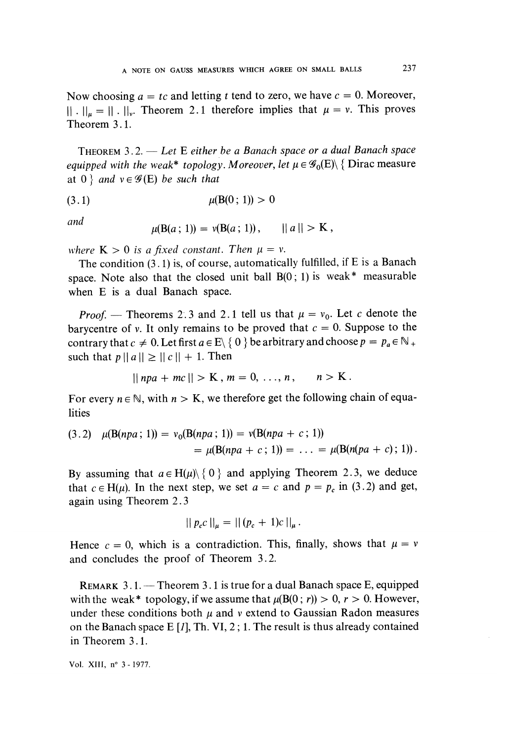Now choosing $a = tc$ and letting $t$ tend to zero, we have $c = 0$. Moreover, $\| \cdot \|_\mu = \| \cdot \|_\nu$. Theorem 2.1 therefore implies that $\mu = \nu$. This proves Theorem 3.1.

THEOREM 3.2. — *Let* E *either be a Banach space or a dual Banach space equipped with the weak\* topology. Moreover, let* $\mu \in \mathscr{G}_0(\mathrm{E}) \setminus \{$ Dirac measure at $0 \}$ *and* $\nu \in \mathscr{G}(\mathrm{E})$ *be such that*

$$\mu(\mathrm{B}(0\,;1)) > 0 \tag{3.1}$$

*and*

$$\mu(\mathrm{B}(a\,;1)) = \nu(\mathrm{B}(a\,;1)), \qquad \| a \| > \mathrm{K},$$

*where* $\mathrm{K} > 0$ *is a fixed constant. Then* $\mu = \nu$.

The condition (3.1) is, of course, automatically fulfilled, if E is a Banach space. Note also that the closed unit ball $\mathrm{B}(0\,;1)$ is weak\* measurable when E is a dual Banach space.

*Proof.* — Theorems 2.3 and 2.1 tell us that $\mu = \nu_0$. Let $c$ denote the barycentre of $\nu$. It only remains to be proved that $c = 0$. Suppose to the contrary that $c \neq 0$. Let first $a \in \mathrm{E} \setminus \{ 0 \}$ be arbitrary and choose $p = p_a \in \mathbb{N}_+$ such that $p \| a \| \geq \| c \| + 1$. Then

$$\| npa + mc \| > \mathrm{K}, m = 0, \ldots, n, \qquad n > \mathrm{K}.$$

For every $n \in \mathbb{N}$, with $n > \mathrm{K}$, we therefore get the following chain of equalities

$$\begin{aligned} \mu(\mathrm{B}(npa\,;1)) &= \nu_0(\mathrm{B}(npa\,;1)) = \nu(\mathrm{B}(npa + c\,;1)) \\ &= \mu(\mathrm{B}(npa + c\,;1)) = \ldots = \mu(\mathrm{B}(n(pa + c)\,;1)). \end{aligned} \tag{3.2}$$

By assuming that $a \in \mathrm{H}(\mu) \setminus \{ 0 \}$ and applying Theorem 2.3, we deduce that $c \in \mathrm{H}(\mu)$. In the next step, we set $a = c$ and $p = p_c$ in (3.2) and get, again using Theorem 2.3

$$\| p_c c \|_\mu = \| (p_c + 1)c \|_\mu .$$

Hence $c = 0$, which is a contradiction. This, finally, shows that $\mu = \nu$ and concludes the proof of Theorem 3.2.

REMARK 3.1. — Theorem 3.1 is true for a dual Banach space E, equipped with the weak\* topology, if we assume that $\mu(\mathrm{B}(0\,;r)) > 0$, $r > 0$. However, under these conditions both $\mu$ and $\nu$ extend to Gaussian Radon measures on the Banach space E [*1*], Th. VI, 2 ; 1. The result is thus already contained in Theorem 3.1.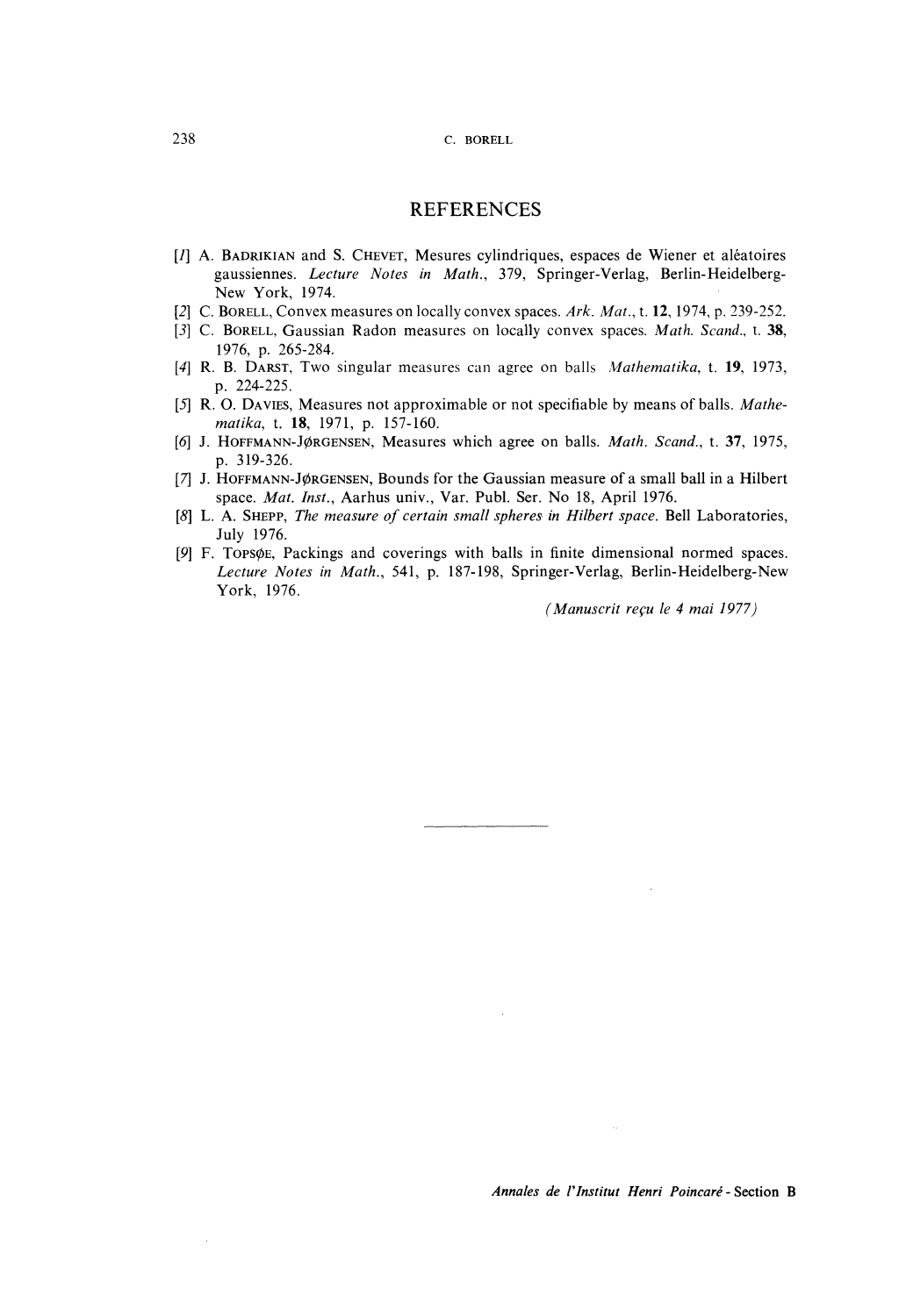## REFERENCES

[1] A. BADRIKIAN and S. CHEVET, Mesures cylindriques, espaces de Wiener et aléatoires gaussiennes. *Lecture Notes in Math.*, 379, Springer-Verlag, Berlin-Heidelberg-New York, 1974.

[2] C. BORELL, Convex measures on locally convex spaces. *Ark. Mat.*, t. **12**, 1974, p. 239-252.

[3] C. BORELL, Gaussian Radon measures on locally convex spaces. *Math. Scand.*, t. **38**, 1976, p. 265-284.

[4] R. B. DARST, Two singular measures can agree on balls *Mathematika*, t. **19**, 1973, p. 224-225.

[5] R. O. DAVIES, Measures not approximable or not specifiable by means of balls. *Mathematika*, t. **18**, 1971, p. 157-160.

[6] J. HOFFMANN-JØRGENSEN, Measures which agree on balls. *Math. Scand.*, t. **37**, 1975, p. 319-326.

[7] J. HOFFMANN-JØRGENSEN, Bounds for the Gaussian measure of a small ball in a Hilbert space. *Mat. Inst.*, Aarhus univ., Var. Publ. Ser. No 18, April 1976.

[8] L. A. SHEPP, *The measure of certain small spheres in Hilbert space*. Bell Laboratories, July 1976.

[9] F. TOPSØE, Packings and coverings with balls in finite dimensional normed spaces. *Lecture Notes in Math.*, 541, p. 187-198, Springer-Verlag, Berlin-Heidelberg-New York, 1976.

*(Manuscrit reçu le 4 mai 1977)*